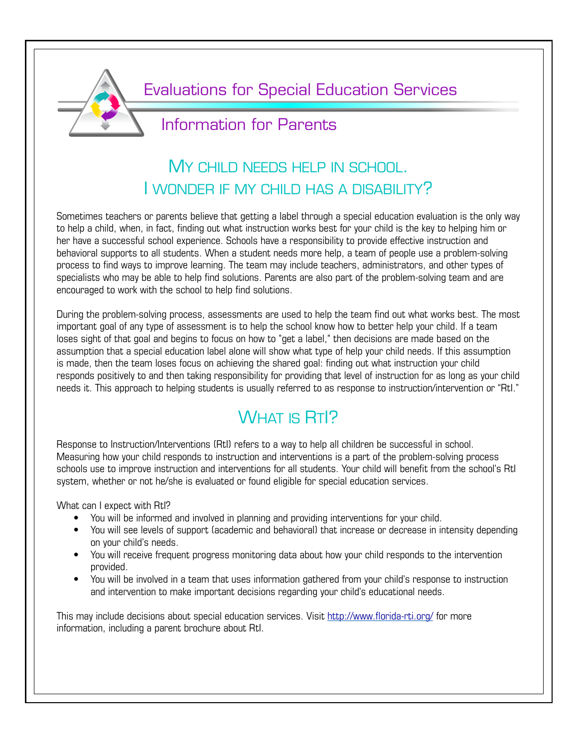# Evaluations for Special Education Services

## Information for Parents

## My child needs help in school. I wonder if my child has a disability?

Sometimes teachers or parents believe that getting a label through a special education evaluation is the only way to help a child, when, in fact, finding out what instruction works best for your child is the key to helping him or her have a successful school experience. Schools have a responsibility to provide effective instruction and behavioral supports to all students. When a student needs more help, a team of people use a problem-solving process to find ways to improve learning. The team may include teachers, administrators, and other types of specialists who may be able to help find solutions. Parents are also part of the problem-solving team and are encouraged to work with the school to help find solutions.

During the problem-solving process, assessments are used to help the team find out what works best. The most important goal of any type of assessment is to help the school know how to better help your child. If a team loses sight of that goal and begins to focus on how to "get a label," then decisions are made based on the assumption that a special education label alone will show what type of help your child needs. If this assumption is made, then the team loses focus on achieving the shared goal: finding out what instruction your child responds positively to and then taking responsibility for providing that level of instruction for as long as your child needs it. This approach to helping students is usually referred to as response to instruction/intervention or "RtI."

## What is RtI?

Response to Instruction/Interventions (RtI) refers to a way to help all children be successful in school. Measuring how your child responds to instruction and interventions is a part of the problem-solving process schools use to improve instruction and interventions for all students. Your child will benefit from the school's RtI system, whether or not he/she is evaluated or found eligible for special education services.

What can I expect with RtI?

- You will be informed and involved in planning and providing interventions for your child.
- You will see levels of support (academic and behavioral) that increase or decrease in intensity depending on your child's needs.
- You will receive frequent progress monitoring data about how your child responds to the intervention provided.
- You will be involved in a team that uses information gathered from your child's response to instruction and intervention to make important decisions regarding your child's educational needs.

This may include decisions about special education services. Visit http://www.florida-rti.org/ for more information, including a parent brochure about RtI.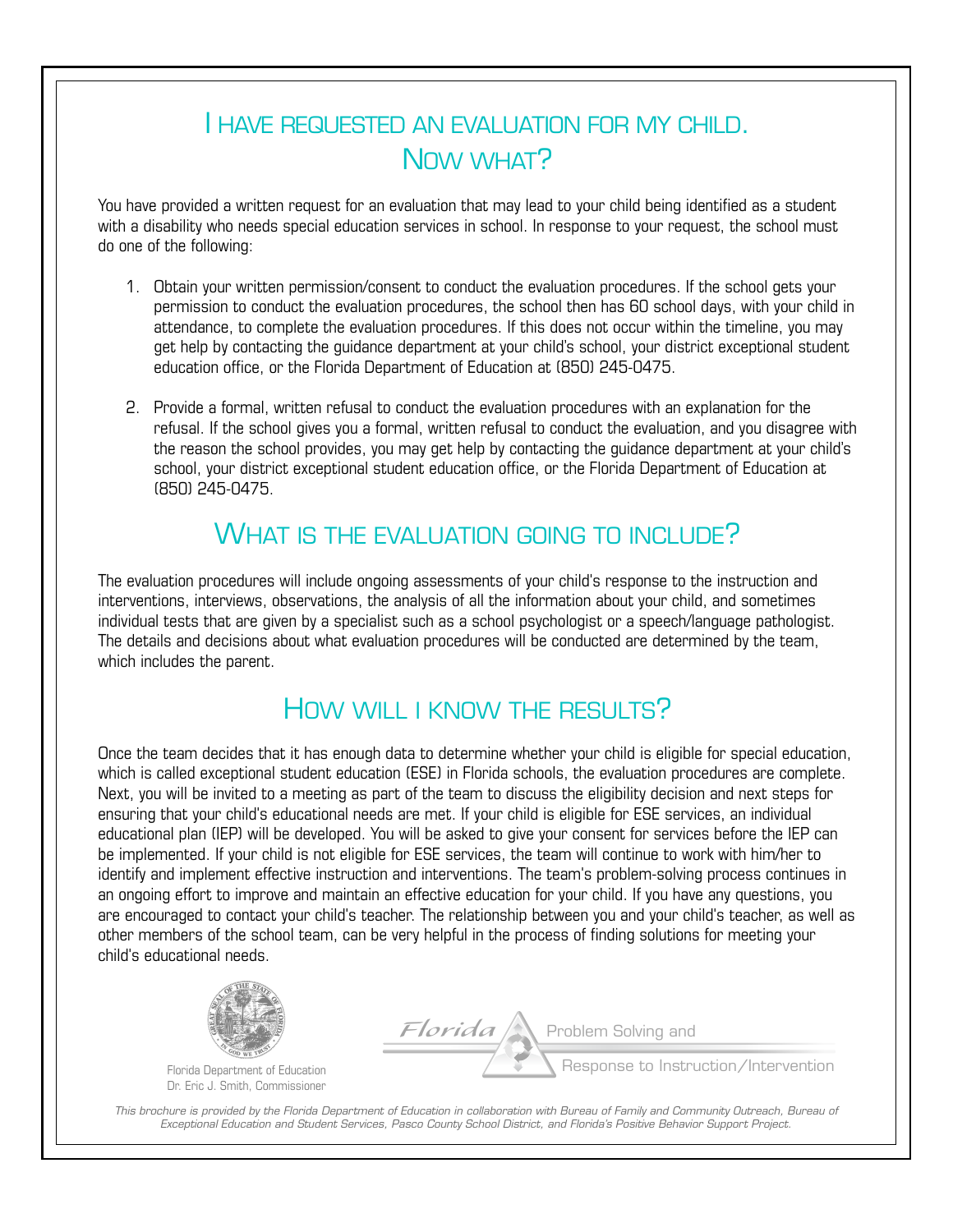## I have requested an evaluation for my child. Now what?

You have provided a written request for an evaluation that may lead to your child being identified as a student with a disability who needs special education services in school. In response to your request, the school must do one of the following:

1. Obtain your written permission/consent to conduct the evaluation procedures. If the school gets your permission to conduct the evaluation procedures, the school then has 60 school days, with your child in attendance, to complete the evaluation procedures. If this does not occur within the timeline, you may get help by contacting the guidance department at your child's school, your district exceptional student education office, or the Florida Department of Education at (850) 245-0475.

2. Provide a formal, written refusal to conduct the evaluation procedures with an explanation for the refusal. If the school gives you a formal, written refusal to conduct the evaluation, and you disagree with the reason the school provides, you may get help by contacting the guidance department at your child's school, your district exceptional student education office, or the Florida Department of Education at (850) 245-0475.

## What is the evaluation going to include?

The evaluation procedures will include ongoing assessments of your child's response to the instruction and interventions, interviews, observations, the analysis of all the information about your child, and sometimes individual tests that are given by a specialist such as a school psychologist or a speech/language pathologist. The details and decisions about what evaluation procedures will be conducted are determined by the team, which includes the parent.

## How will I know the results?

Once the team decides that it has enough data to determine whether your child is eligible for special education, which is called exceptional student education (ESE) in Florida schools, the evaluation procedures are complete. Next, you will be invited to a meeting as part of the team to discuss the eligibility decision and next steps for ensuring that your child's educational needs are met. If your child is eligible for ESE services, an individual educational plan (IEP) will be developed. You will be asked to give your consent for services before the IEP can be implemented. If your child is not eligible for ESE services, the team will continue to work with him/her to identify and implement effective instruction and interventions. The team's problem-solving process continues in an ongoing effort to improve and maintain an effective education for your child. If you have any questions, you are encouraged to contact your child's teacher. The relationship between you and your child's teacher, as well as other members of the school team, can be very helpful in the process of finding solutions for meeting your child's educational needs.

Florida Department of Education
Dr. Eric J. Smith, Commissioner

Florida Problem Solving and Response to Instruction/Intervention

*This brochure is provided by the Florida Department of Education in collaboration with Bureau of Family and Community Outreach, Bureau of Exceptional Education and Student Services, Pasco County School District, and Florida's Positive Behavior Support Project.*